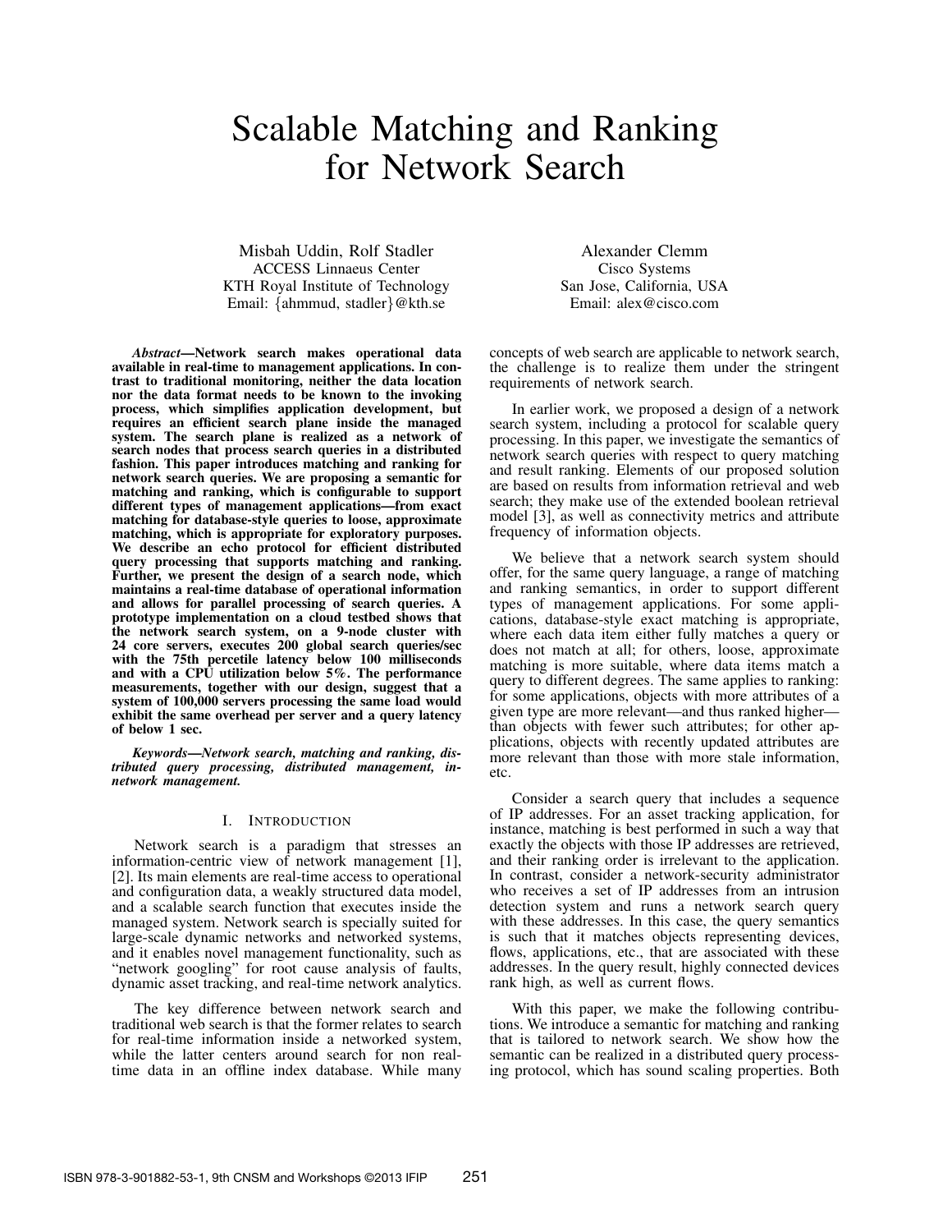# Scalable Matching and Ranking for Network Search

Misbah Uddin, Rolf Stadler
ACCESS Linnaeus Center
KTH Royal Institute of Technology
Email: {ahmmud, stadler}@kth.se

Alexander Clemm
Cisco Systems
San Jose, California, USA
Email: alex@cisco.com

***Abstract*—Network search makes operational data available in real-time to management applications. In contrast to traditional monitoring, neither the data location nor the data format needs to be known to the invoking process, which simplifies application development, but requires an efficient search plane inside the managed system. The search plane is realized as a network of search nodes that process search queries in a distributed fashion. This paper introduces matching and ranking for network search queries. We are proposing a semantic for matching and ranking, which is configurable to support different types of management applications—from exact matching for database-style queries to loose, approximate matching, which is appropriate for exploratory purposes. We describe an echo protocol for efficient distributed query processing that supports matching and ranking. Further, we present the design of a search node, which maintains a real-time database of operational information and allows for parallel processing of search queries. A prototype implementation on a cloud testbed shows that the network search system, on a 9-node cluster with 24 core servers, executes 200 global search queries/sec with the 75th percetile latency below 100 milliseconds and with a CPU utilization below 5%. The performance measurements, together with our design, suggest that a system of 100,000 servers processing the same load would exhibit the same overhead per server and a query latency of below 1 sec.**

***Keywords*—Network search, matching and ranking, distributed query processing, distributed management, in-network management.**

## I. Introduction

Network search is a paradigm that stresses an information-centric view of network management [1], [2]. Its main elements are real-time access to operational and configuration data, a weakly structured data model, and a scalable search function that executes inside the managed system. Network search is specially suited for large-scale dynamic networks and networked systems, and it enables novel management functionality, such as "network googling" for root cause analysis of faults, dynamic asset tracking, and real-time network analytics.

The key difference between network search and traditional web search is that the former relates to search for real-time information inside a networked system, while the latter centers around search for non real-time data in an offline index database. While many concepts of web search are applicable to network search, the challenge is to realize them under the stringent requirements of network search.

In earlier work, we proposed a design of a network search system, including a protocol for scalable query processing. In this paper, we investigate the semantics of network search queries with respect to query matching and result ranking. Elements of our proposed solution are based on results from information retrieval and web search; they make use of the extended boolean retrieval model [3], as well as connectivity metrics and attribute frequency of information objects.

We believe that a network search system should offer, for the same query language, a range of matching and ranking semantics, in order to support different types of management applications. For some applications, database-style exact matching is appropriate, where each data item either fully matches a query or does not match at all; for others, loose, approximate matching is more suitable, where data items match a query to different degrees. The same applies to ranking: for some applications, objects with more attributes of a given type are more relevant—and thus ranked higher—than objects with fewer such attributes; for other applications, objects with recently updated attributes are more relevant than those with more stale information, etc.

Consider a search query that includes a sequence of IP addresses. For an asset tracking application, for instance, matching is best performed in such a way that exactly the objects with those IP addresses are retrieved, and their ranking order is irrelevant to the application. In contrast, consider a network-security administrator who receives a set of IP addresses from an intrusion detection system and runs a network search query with these addresses. In this case, the query semantics is such that it matches objects representing devices, flows, applications, etc., that are associated with these addresses. In the query result, highly connected devices rank high, as well as current flows.

With this paper, we make the following contributions. We introduce a semantic for matching and ranking that is tailored to network search. We show how the semantic can be realized in a distributed query processing protocol, which has sound scaling properties. Both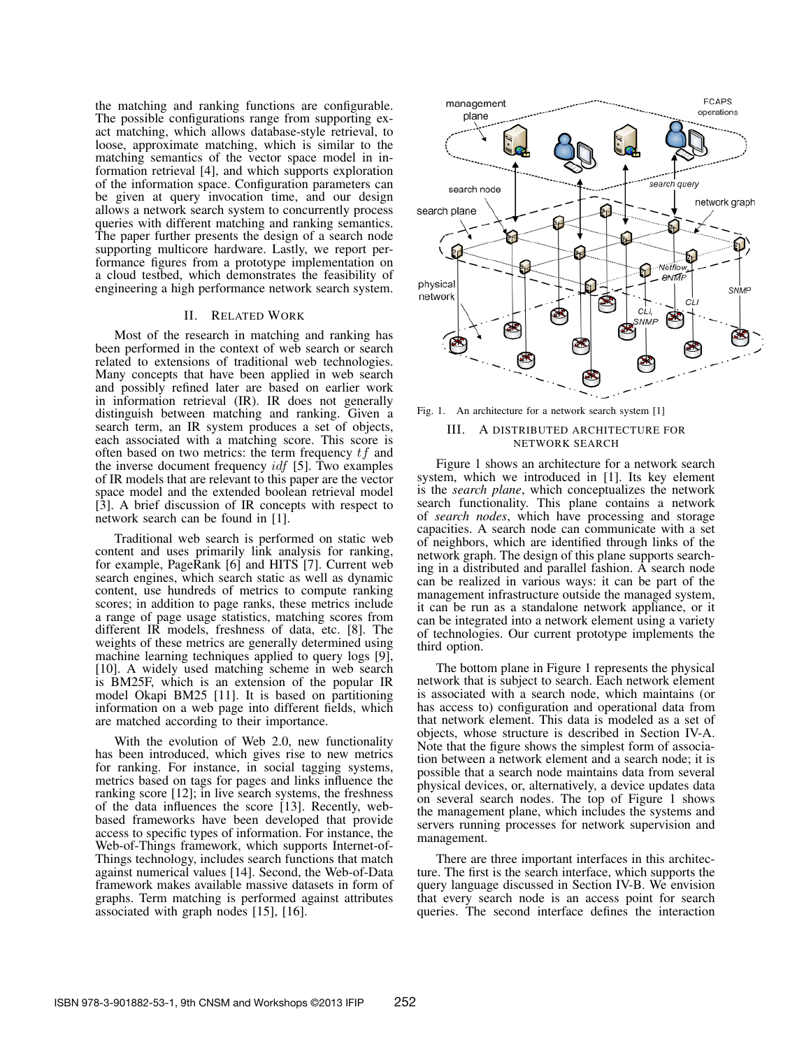the matching and ranking functions are configurable. The possible configurations range from supporting exact matching, which allows database-style retrieval, to loose, approximate matching, which is similar to the matching semantics of the vector space model in information retrieval [4], and which supports exploration of the information space. Configuration parameters can be given at query invocation time, and our design allows a network search system to concurrently process queries with different matching and ranking semantics. The paper further presents the design of a search node supporting multicore hardware. Lastly, we report performance figures from a prototype implementation on a cloud testbed, which demonstrates the feasibility of engineering a high performance network search system.

## II. Related Work

Most of the research in matching and ranking has been performed in the context of web search or search related to extensions of traditional web technologies. Many concepts that have been applied in web search and possibly refined later are based on earlier work in information retrieval (IR). IR does not generally distinguish between matching and ranking. Given a search term, an IR system produces a set of objects, each associated with a matching score. This score is often based on two metrics: the term frequency $tf$ and the inverse document frequency $idf$ [5]. Two examples of IR models that are relevant to this paper are the vector space model and the extended boolean retrieval model [3]. A brief discussion of IR concepts with respect to network search can be found in [1].

Traditional web search is performed on static web content and uses primarily link analysis for ranking, for example, PageRank [6] and HITS [7]. Current web search engines, which search static as well as dynamic content, use hundreds of metrics to compute ranking scores; in addition to page ranks, these metrics include a range of page usage statistics, matching scores from different IR models, freshness of data, etc. [8]. The weights of these metrics are generally determined using machine learning techniques applied to query logs [9], [10]. A widely used matching scheme in web search is BM25F, which is an extension of the popular IR model Okapi BM25 [11]. It is based on partitioning information on a web page into different fields, which are matched according to their importance.

With the evolution of Web 2.0, new functionality has been introduced, which gives rise to new metrics for ranking. For instance, in social tagging systems, metrics based on tags for pages and links influence the ranking score [12]; in live search systems, the freshness of the data influences the score [13]. Recently, web-based frameworks have been developed that provide access to specific types of information. For instance, the Web-of-Things framework, which supports Internet-of-Things technology, includes search functions that match against numerical values [14]. Second, the Web-of-Data framework makes available massive datasets in form of graphs. Term matching is performed against attributes associated with graph nodes [15], [16].

Fig. 1. An architecture for a network search system [1]

## III. A Distributed Architecture for Network Search

Figure 1 shows an architecture for a network search system, which we introduced in [1]. Its key element is the *search plane*, which conceptualizes the network search functionality. This plane contains a network of *search nodes*, which have processing and storage capacities. A search node can communicate with a set of neighbors, which are identified through links of the network graph. The design of this plane supports searching in a distributed and parallel fashion. A search node can be realized in various ways: it can be part of the management infrastructure outside the managed system, it can be run as a standalone network appliance, or it can be integrated into a network element using a variety of technologies. Our current prototype implements the third option.

The bottom plane in Figure 1 represents the physical network that is subject to search. Each network element is associated with a search node, which maintains (or has access to) configuration and operational data from that network element. This data is modeled as a set of objects, whose structure is described in Section IV-A. Note that the figure shows the simplest form of association between a network element and a search node; it is possible that a search node maintains data from several physical devices, or, alternatively, a device updates data on several search nodes. The top of Figure 1 shows the management plane, which includes the systems and servers running processes for network supervision and management.

There are three important interfaces in this architecture. The first is the search interface, which supports the query language discussed in Section IV-B. We envision that every search node is an access point for search queries. The second interface defines the interaction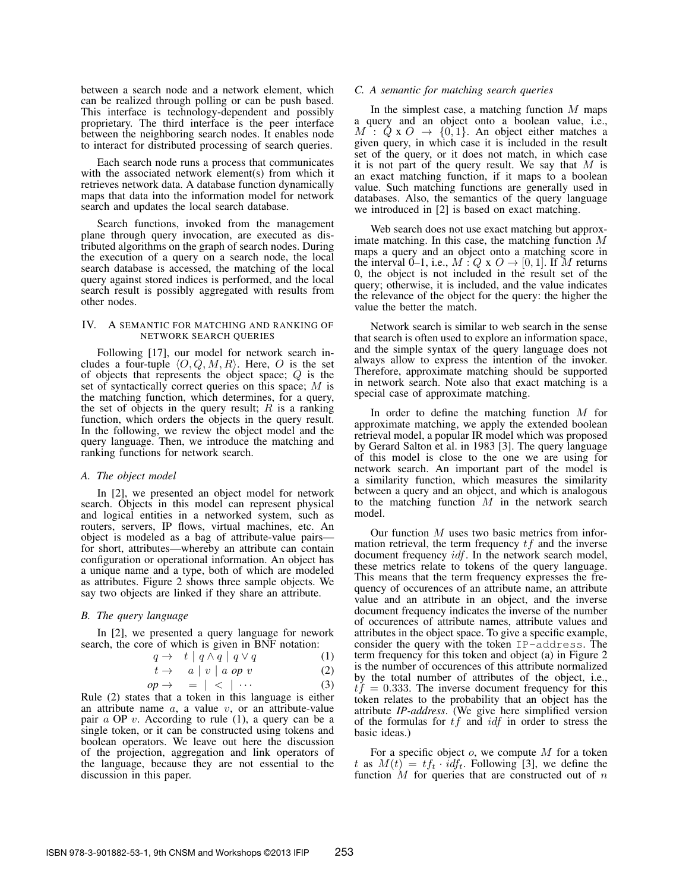between a search node and a network element, which can be realized through polling or can be push based. This interface is technology-dependent and possibly proprietary. The third interface is the peer interface between the neighboring search nodes. It enables node to interact for distributed processing of search queries.

Each search node runs a process that communicates with the associated network element(s) from which it retrieves network data. A database function dynamically maps that data into the information model for network search and updates the local search database.

Search functions, invoked from the management plane through query invocation, are executed as distributed algorithms on the graph of search nodes. During the execution of a query on a search node, the local search database is accessed, the matching of the local query against stored indices is performed, and the local search result is possibly aggregated with results from other nodes.

## IV. A SEMANTIC FOR MATCHING AND RANKING OF NETWORK SEARCH QUERIES

Following [17], our model for network search includes a four-tuple $\langle O, Q, M, R \rangle$. Here, $O$ is the set of objects that represents the object space; $Q$ is the set of syntactically correct queries on this space; $M$ is the matching function, which determines, for a query, the set of objects in the query result; $R$ is a ranking function, which orders the objects in the query result. In the following, we review the object model and the query language. Then, we introduce the matching and ranking functions for network search.

### A. The object model

In [2], we presented an object model for network search. Objects in this model can represent physical and logical entities in a networked system, such as routers, servers, IP flows, virtual machines, etc. An object is modeled as a bag of attribute-value pairs—for short, attributes—whereby an attribute can contain configuration or operational information. An object has a unique name and a type, both of which are modeled as attributes. Figure 2 shows three sample objects. We say two objects are linked if they share an attribute.

### B. The query language

In [2], we presented a query language for nework search, the core of which is given in BNF notation:

$$q \rightarrow \quad t \mid q \wedge q \mid q \vee q \tag{1}$$

$$t \rightarrow \quad a \mid v \mid a \ op \ v \tag{2}$$

$$op \rightarrow \quad = \mid < \mid \cdots \tag{3}$$

Rule (2) states that a token in this language is either an attribute name $a$, a value $v$, or an attribute-value pair $a$ OP $v$. According to rule (1), a query can be a single token, or it can be constructed using tokens and boolean operators. We leave out here the discussion of the projection, aggregation and link operators of the language, because they are not essential to the discussion in this paper.

### C. A semantic for matching search queries

In the simplest case, a matching function $M$ maps a query and an object onto a boolean value, i.e., $M : Q \text{ x } O \rightarrow \{0, 1\}$. An object either matches a given query, in which case it is included in the result set of the query, or it does not match, in which case it is not part of the query result. We say that $M$ is an exact matching function, if it maps to a boolean value. Such matching functions are generally used in databases. Also, the semantics of the query language we introduced in [2] is based on exact matching.

Web search does not use exact matching but approximate matching. In this case, the matching function $M$ maps a query and an object onto a matching score in the interval 0–1, i.e., $M : Q \text{ x } O \rightarrow [0, 1]$. If $M$ returns 0, the object is not included in the result set of the query; otherwise, it is included, and the value indicates the relevance of the object for the query: the higher the value the better the match.

Network search is similar to web search in the sense that search is often used to explore an information space, and the simple syntax of the query language does not always allow to express the intention of the invoker. Therefore, approximate matching should be supported in network search. Note also that exact matching is a special case of approximate matching.

In order to define the matching function $M$ for approximate matching, we apply the extended boolean retrieval model, a popular IR model which was proposed by Gerard Salton et al. in 1983 [3]. The query language of this model is close to the one we are using for network search. An important part of the model is a similarity function, which measures the similarity between a query and an object, and which is analogous to the matching function $M$ in the network search model.

Our function $M$ uses two basic metrics from information retrieval, the term frequency $tf$ and the inverse document frequency $idf$. In the network search model, these metrics relate to tokens of the query language. This means that the term frequency expresses the frequency of occurences of an attribute name, an attribute value and an attribute in an object, and the inverse document frequency indicates the inverse of the number of occurences of attribute names, attribute values and attributes in the object space. To give a specific example, consider the query with the token `IP-address`. The term frequency for this token and object (a) in Figure 2 is the number of occurences of this attribute normalized by the total number of attributes of the object, i.e., $tf = 0.333$. The inverse document frequency for this token relates to the probability that an object has the attribute ***IP-address***. (We give here simplified version of the formulas for $tf$ and $idf$ in order to stress the basic ideas.)

For a specific object $o$, we compute $M$ for a token $t$ as $M(t) = tf_t \cdot idf_t$. Following [3], we define the function $M$ for queries that are constructed out of $n$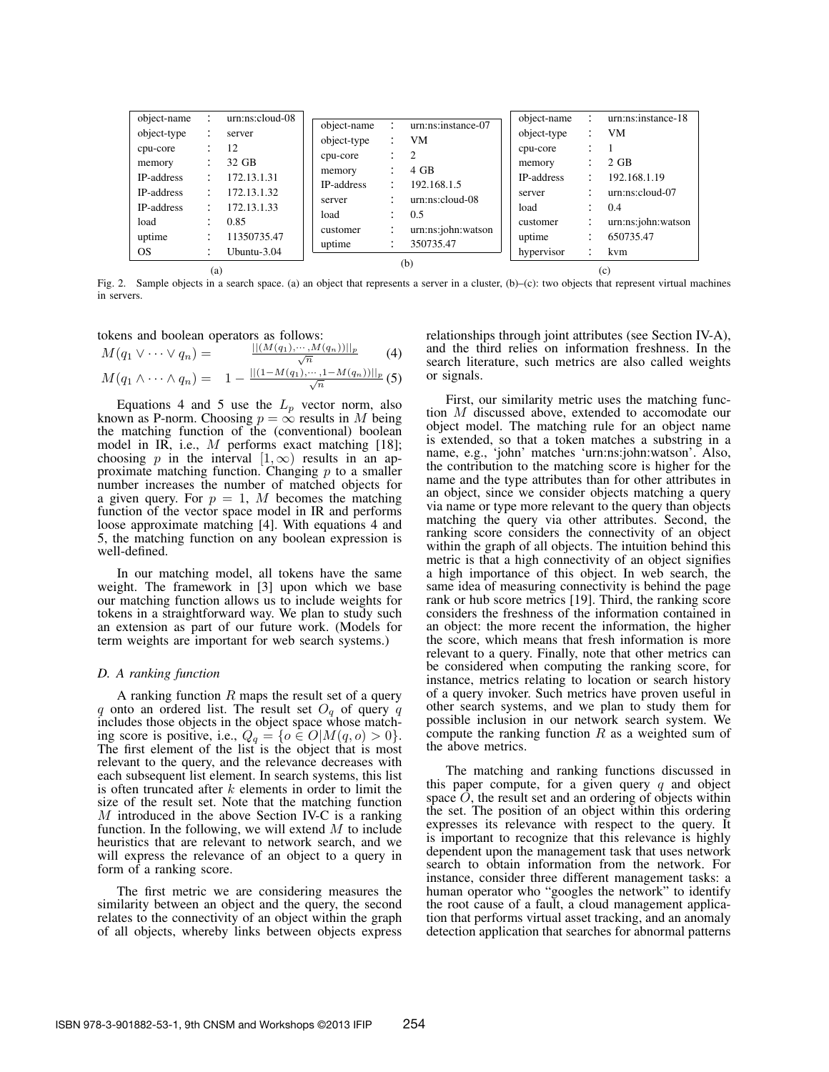| | | |
|---|---|---|
| object-name | : | urn:ns:cloud-08 |
| object-type | : | server |
| cpu-core | : | 12 |
| memory | : | 32 GB |
| IP-address | : | 172.13.1.31 |
| IP-address | : | 172.13.1.32 |
| IP-address | : | 172.13.1.33 |
| load | : | 0.85 |
| uptime | : | 11350735.47 |
| OS | : | Ubuntu-3.04 |

(a)

| | | |
|---|---|---|
| object-name | : | urn:ns:instance-07 |
| object-type | : | VM |
| cpu-core | : | 2 |
| memory | : | 4 GB |
| IP-address | : | 192.168.1.5 |
| server | : | urn:ns:cloud-08 |
| load | : | 0.5 |
| customer | : | urn:ns:john:watson |
| uptime | : | 350735.47 |

(b)

| | | |
|---|---|---|
| object-name | : | urn:ns:instance-18 |
| object-type | : | VM |
| cpu-core | : | 1 |
| memory | : | 2 GB |
| IP-address | : | 192.168.1.19 |
| server | : | urn:ns:cloud-07 |
| load | : | 0.4 |
| customer | : | urn:ns:john:watson |
| uptime | : | 650735.47 |
| hypervisor | : | kvm |

(c)

Fig. 2. Sample objects in a search space. (a) an object that represents a server in a cluster, (b)–(c): two objects that represent virtual machines in servers.

tokens and boolean operators as follows:

$$M(q_1 \vee \cdots \vee q_n) = \frac{||(M(q_1), \cdots, M(q_n))||_p}{\sqrt{n}} \quad (4)$$

$$M(q_1 \wedge \cdots \wedge q_n) = 1 - \frac{||(1-M(q_1), \cdots, 1-M(q_n))||_p}{\sqrt{n}} \quad (5)$$

Equations 4 and 5 use the $L_p$ vector norm, also known as P-norm. Choosing $p = \infty$ results in $M$ being the matching function of the (conventional) boolean model in IR, i.e., $M$ performs exact matching [18]; choosing $p$ in the interval $[1, \infty)$ results in an approximate matching function. Changing $p$ to a smaller number increases the number of matched objects for a given query. For $p = 1$, $M$ becomes the matching function of the vector space model in IR and performs loose approximate matching [4]. With equations 4 and 5, the matching function on any boolean expression is well-defined.

In our matching model, all tokens have the same weight. The framework in [3] upon which we base our matching function allows us to include weights for tokens in a straightforward way. We plan to study such an extension as part of our future work. (Models for term weights are important for web search systems.)

### D. A ranking function

A ranking function $R$ maps the result set of a query $q$ onto an ordered list. The result set $O_q$ of query $q$ includes those objects in the object space whose matching score is positive, i.e., $Q_q = \{o \in O | M(q, o) > 0\}$. The first element of the list is the object that is most relevant to the query, and the relevance decreases with each subsequent list element. In search systems, this list is often truncated after $k$ elements in order to limit the size of the result set. Note that the matching function $M$ introduced in the above Section IV-C is a ranking function. In the following, we will extend $M$ to include heuristics that are relevant to network search, and we will express the relevance of an object to a query in form of a ranking score.

The first metric we are considering measures the similarity between an object and the query, the second relates to the connectivity of an object within the graph of all objects, whereby links between objects express relationships through joint attributes (see Section IV-A), and the third relies on information freshness. In the search literature, such metrics are also called weights or signals.

First, our similarity metric uses the matching function $M$ discussed above, extended to accomodate our object model. The matching rule for an object name is extended, so that a token matches a substring in a name, e.g., 'john' matches 'urn:ns:john:watson'. Also, the contribution to the matching score is higher for the name and the type attributes than for other attributes in an object, since we consider objects matching a query via name or type more relevant to the query than objects matching the query via other attributes. Second, the ranking score considers the connectivity of an object within the graph of all objects. The intuition behind this metric is that a high connectivity of an object signifies a high importance of this object. In web search, the same idea of measuring connectivity is behind the page rank or hub score metrics [19]. Third, the ranking score considers the freshness of the information contained in an object: the more recent the information, the higher the score, which means that fresh information is more relevant to a query. Finally, note that other metrics can be considered when computing the ranking score, for instance, metrics relating to location or search history of a query invoker. Such metrics have proven useful in other search systems, and we plan to study them for possible inclusion in our network search system. We compute the ranking function $R$ as a weighted sum of the above metrics.

The matching and ranking functions discussed in this paper compute, for a given query $q$ and object space $O$, the result set and an ordering of objects within the set. The position of an object within this ordering expresses its relevance with respect to the query. It is important to recognize that this relevance is highly dependent upon the management task that uses network search to obtain information from the network. For instance, consider three different management tasks: a human operator who "googles the network" to identify the root cause of a fault, a cloud management application that performs virtual asset tracking, and an anomaly detection application that searches for abnormal patterns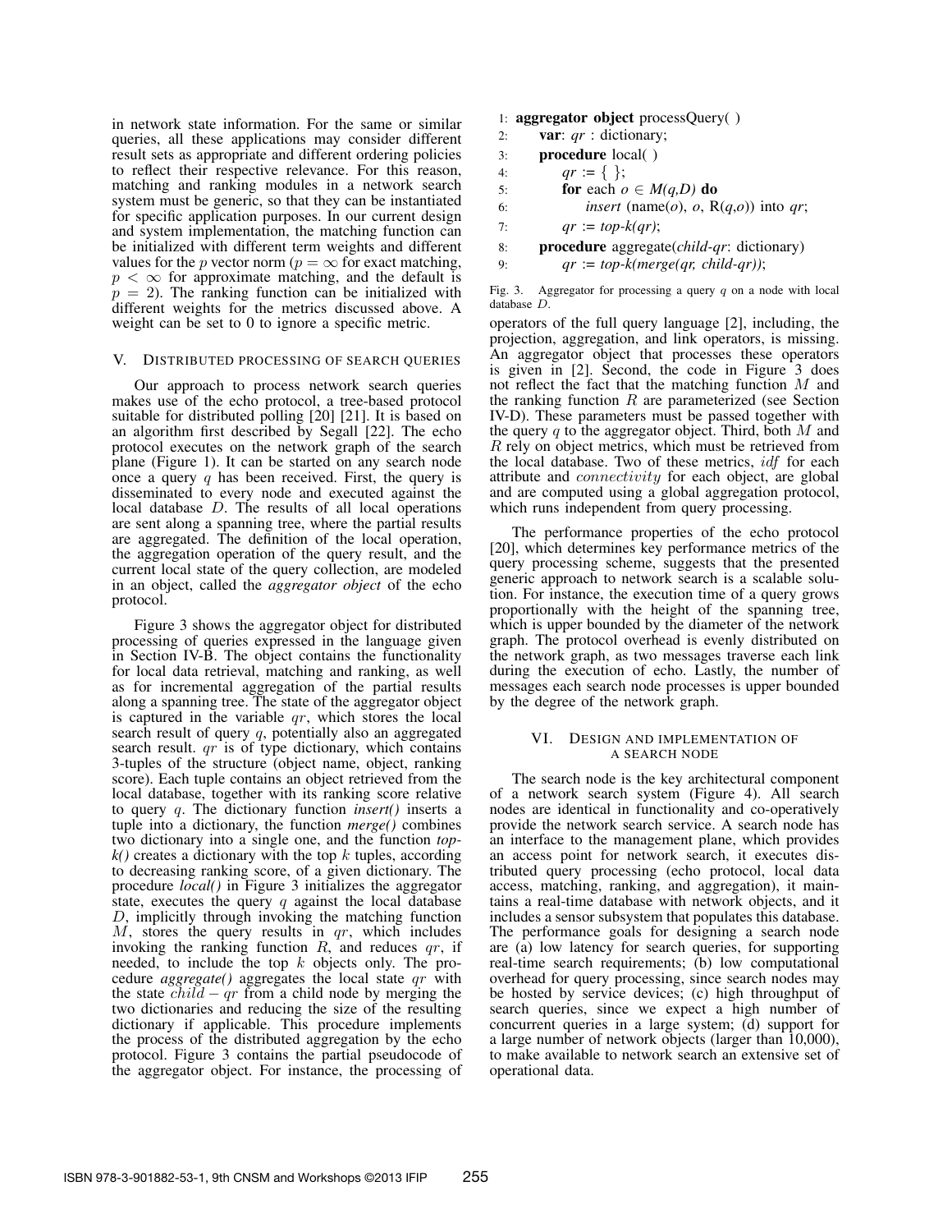in network state information. For the same or similar queries, all these applications may consider different result sets as appropriate and different ordering policies to reflect their respective relevance. For this reason, matching and ranking modules in a network search system must be generic, so that they can be instantiated for specific application purposes. In our current design and system implementation, the matching function can be initialized with different term weights and different values for the $p$ vector norm ($p = \infty$ for exact matching, $p < \infty$ for approximate matching, and the default is $p = 2$). The ranking function can be initialized with different weights for the metrics discussed above. A weight can be set to 0 to ignore a specific metric.

## V. Distributed processing of search queries

Our approach to process network search queries makes use of the echo protocol, a tree-based protocol suitable for distributed polling [20] [21]. It is based on an algorithm first described by Segall [22]. The echo protocol executes on the network graph of the search plane (Figure 1). It can be started on any search node once a query $q$ has been received. First, the query is disseminated to every node and executed against the local database $D$. The results of all local operations are sent along a spanning tree, where the partial results are aggregated. The definition of the local operation, the aggregation operation of the query result, and the current local state of the query collection, are modeled in an object, called the *aggregator object* of the echo protocol.

Figure 3 shows the aggregator object for distributed processing of queries expressed in the language given in Section IV-B. The object contains the functionality for local data retrieval, matching and ranking, as well as for incremental aggregation of the partial results along a spanning tree. The state of the aggregator object is captured in the variable $qr$, which stores the local search result of query $q$, potentially also an aggregated search result. $qr$ is of type dictionary, which contains 3-tuples of the structure (object name, object, ranking score). Each tuple contains an object retrieved from the local database, together with its ranking score relative to query $q$. The dictionary function *insert()* inserts a tuple into a dictionary, the function *merge()* combines two dictionary into a single one, and the function *top-k()* creates a dictionary with the top $k$ tuples, according to decreasing ranking score, of a given dictionary. The procedure *local()* in Figure 3 initializes the aggregator state, executes the query $q$ against the local database $D$, implicitly through invoking the matching function $M$, stores the query results in $qr$, which includes invoking the ranking function $R$, and reduces $qr$, if needed, to include the top $k$ objects only. The procedure *aggregate()* aggregates the local state $qr$ with the state $child - qr$ from a child node by merging the two dictionaries and reducing the size of the resulting dictionary if applicable. This procedure implements the process of the distributed aggregation by the echo protocol. Figure 3 contains the partial pseudocode of the aggregator object. For instance, the processing of operators of the full query language [2], including, the projection, aggregation, and link operators, is missing. An aggregator object that processes these operators is given in [2]. Second, the code in Figure 3 does not reflect the fact that the matching function $M$ and the ranking function $R$ are parameterized (see Section IV-D). These parameters must be passed together with the query $q$ to the aggregator object. Third, both $M$ and $R$ rely on object metrics, which must be retrieved from the local database. Two of these metrics, $idf$ for each attribute and $connectivity$ for each object, are global and are computed using a global aggregation protocol, which runs independent from query processing.

```
1: aggregator object processQuery( )
2:     var: qr : dictionary;
3:     procedure local( )
4:         qr := { };
5:         for each o ∈ M(q,D) do
6:             insert (name(o), o, R(q,o)) into qr;
7:         qr := top-k(qr);
8:     procedure aggregate(child-qr: dictionary)
9:         qr := top-k(merge(qr, child-qr));
```

Fig. 3. Aggregator for processing a query $q$ on a node with local database $D$.

The performance properties of the echo protocol [20], which determines key performance metrics of the query processing scheme, suggests that the presented generic approach to network search is a scalable solution. For instance, the execution time of a query grows proportionally with the height of the spanning tree, which is upper bounded by the diameter of the network graph. The protocol overhead is evenly distributed on the network graph, as two messages traverse each link during the execution of echo. Lastly, the number of messages each search node processes is upper bounded by the degree of the network graph.

## VI. Design and implementation of a search node

The search node is the key architectural component of a network search system (Figure 4). All search nodes are identical in functionality and co-operatively provide the network search service. A search node has an interface to the management plane, which provides an access point for network search, it executes distributed query processing (echo protocol, local data access, matching, ranking, and aggregation), it maintains a real-time database with network objects, and it includes a sensor subsystem that populates this database. The performance goals for designing a search node are (a) low latency for search queries, for supporting real-time search requirements; (b) low computational overhead for query processing, since search nodes may be hosted by service devices; (c) high throughput of search queries, since we expect a high number of concurrent queries in a large system; (d) support for a large number of network objects (larger than 10,000), to make available to network search an extensive set of operational data.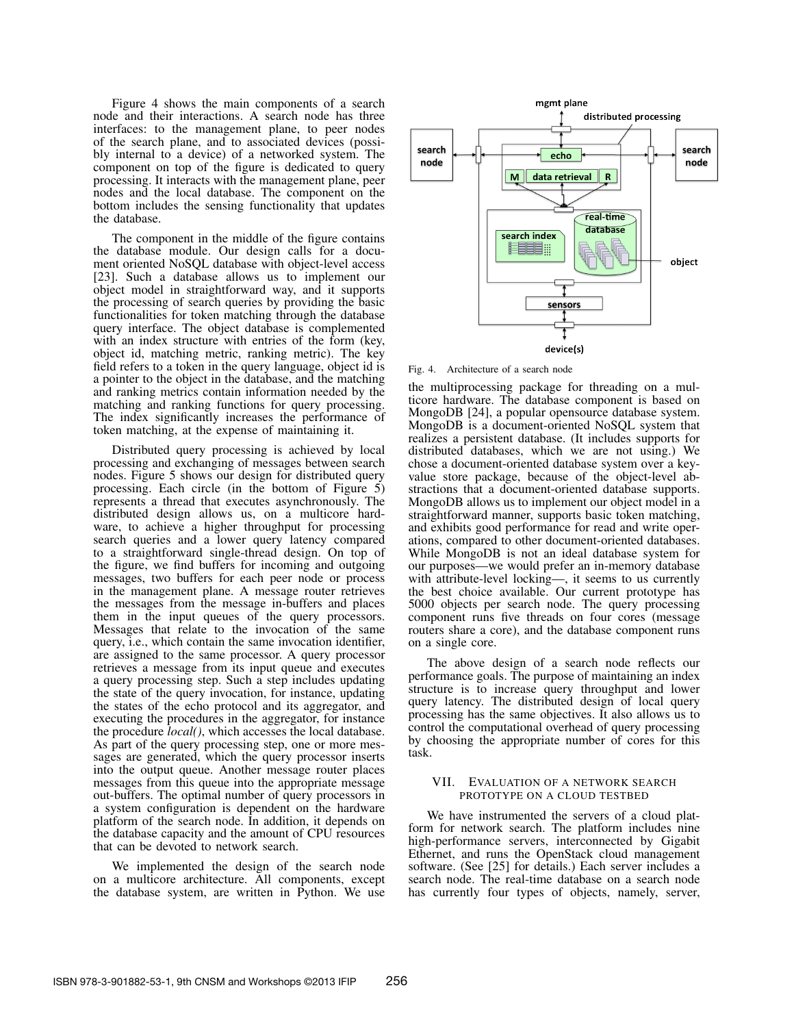Figure 4 shows the main components of a search node and their interactions. A search node has three interfaces: to the management plane, to peer nodes of the search plane, and to associated devices (possibly internal to a device) of a networked system. The component on top of the figure is dedicated to query processing. It interacts with the management plane, peer nodes and the local database. The component on the bottom includes the sensing functionality that updates the database.

The component in the middle of the figure contains the database module. Our design calls for a document oriented NoSQL database with object-level access [23]. Such a database allows us to implement our object model in straightforward way, and it supports the processing of search queries by providing the basic functionalities for token matching through the database query interface. The object database is complemented with an index structure with entries of the form (key, object id, matching metric, ranking metric). The key field refers to a token in the query language, object id is a pointer to the object in the database, and the matching and ranking metrics contain information needed by the matching and ranking functions for query processing. The index significantly increases the performance of token matching, at the expense of maintaining it.

Distributed query processing is achieved by local processing and exchanging of messages between search nodes. Figure 5 shows our design for distributed query processing. Each circle (in the bottom of Figure 5) represents a thread that executes asynchronously. The distributed design allows us, on a multicore hardware, to achieve a higher throughput for processing search queries and a lower query latency compared to a straightforward single-thread design. On top of the figure, we find buffers for incoming and outgoing messages, two buffers for each peer node or process in the management plane. A message router retrieves the messages from the message in-buffers and places them in the input queues of the query processors. Messages that relate to the invocation of the same query, i.e., which contain the same invocation identifier, are assigned to the same processor. A query processor retrieves a message from its input queue and executes a query processing step. Such a step includes updating the state of the query invocation, for instance, updating the states of the echo protocol and its aggregator, and executing the procedures in the aggregator, for instance the procedure *local()*, which accesses the local database. As part of the query processing step, one or more messages are generated, which the query processor inserts into the output queue. Another message router places messages from this queue into the appropriate message out-buffers. The optimal number of query processors in a system configuration is dependent on the hardware platform of the search node. In addition, it depends on the database capacity and the amount of CPU resources that can be devoted to network search.

We implemented the design of the search node on a multicore architecture. All components, except the database system, are written in Python. We use the multiprocessing package for threading on a multicore hardware. The database component is based on MongoDB [24], a popular opensource database system. MongoDB is a document-oriented NoSQL system that realizes a persistent database. (It includes supports for distributed databases, which we are not using.) We chose a document-oriented database system over a key-value store package, because of the object-level abstractions that a document-oriented database supports. MongoDB allows us to implement our object model in a straightforward manner, supports basic token matching, and exhibits good performance for read and write operations, compared to other document-oriented databases. While MongoDB is not an ideal database system for our purposes—we would prefer an in-memory database with attribute-level locking—, it seems to us currently the best choice available. Our current prototype has 5000 objects per search node. The query processing component runs five threads on four cores (message routers share a core), and the database component runs on a single core.

mgmt plane
distributed processing
search node
echo
search node
M
data retrieval
R
real-time database
search index
object
sensors
device(s)

Fig. 4. Architecture of a search node

The above design of a search node reflects our performance goals. The purpose of maintaining an index structure is to increase query throughput and lower query latency. The distributed design of local query processing has the same objectives. It also allows us to control the computational overhead of query processing by choosing the appropriate number of cores for this task.

## VII. Evaluation of a Network Search Prototype on a Cloud Testbed

We have instrumented the servers of a cloud platform for network search. The platform includes nine high-performance servers, interconnected by Gigabit Ethernet, and runs the OpenStack cloud management software. (See [25] for details.) Each server includes a search node. The real-time database on a search node has currently four types of objects, namely, server,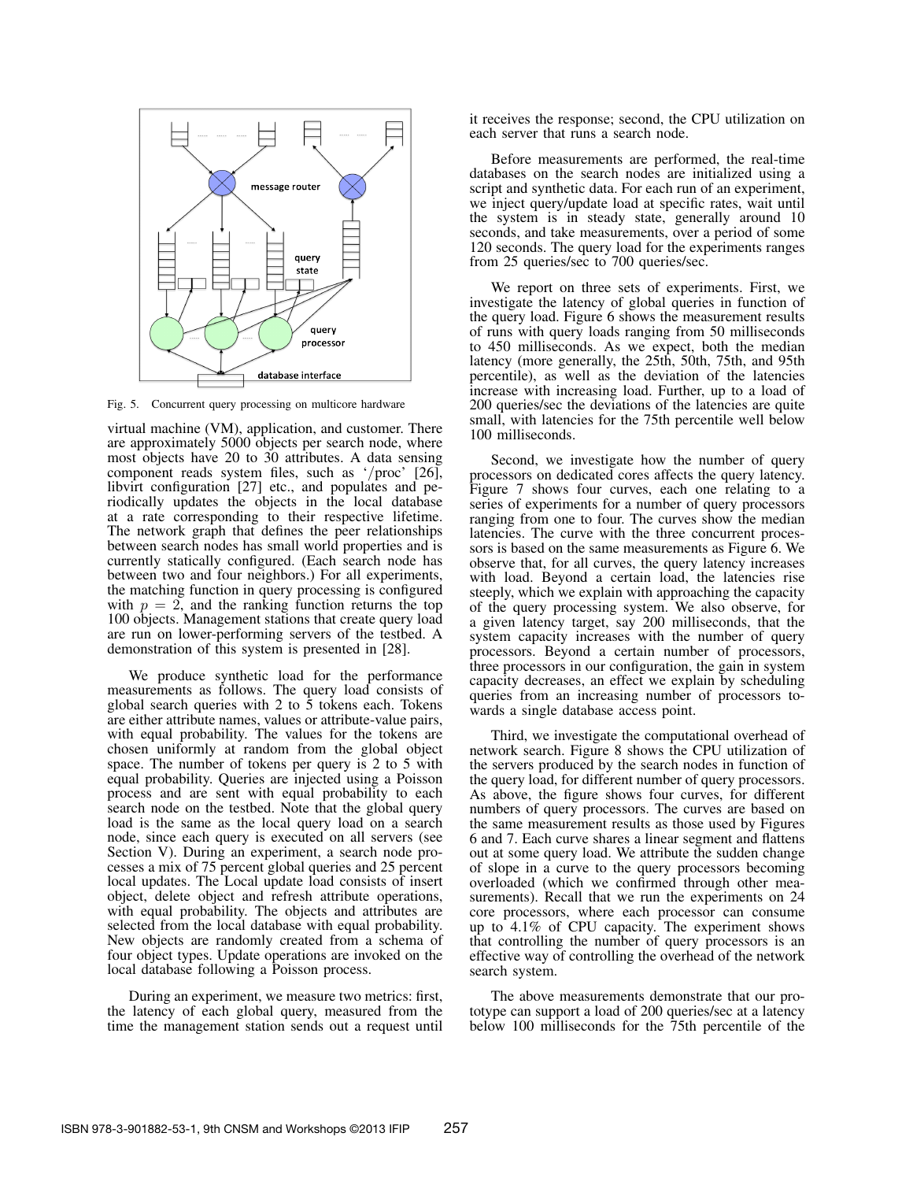Fig. 5. Concurrent query processing on multicore hardware

virtual machine (VM), application, and customer. There are approximately 5000 objects per search node, where most objects have 20 to 30 attributes. A data sensing component reads system files, such as '/proc' [26], libvirt configuration [27] etc., and populates and periodically updates the objects in the local database at a rate corresponding to their respective lifetime. The network graph that defines the peer relationships between search nodes has small world properties and is currently statically configured. (Each search node has between two and four neighbors.) For all experiments, the matching function in query processing is configured with $p = 2$, and the ranking function returns the top 100 objects. Management stations that create query load are run on lower-performing servers of the testbed. A demonstration of this system is presented in [28].

We produce synthetic load for the performance measurements as follows. The query load consists of global search queries with 2 to 5 tokens each. Tokens are either attribute names, values or attribute-value pairs, with equal probability. The values for the tokens are chosen uniformly at random from the global object space. The number of tokens per query is 2 to 5 with equal probability. Queries are injected using a Poisson process and are sent with equal probability to each search node on the testbed. Note that the global query load is the same as the local query load on a search node, since each query is executed on all servers (see Section V). During an experiment, a search node processes a mix of 75 percent global queries and 25 percent local updates. The Local update load consists of insert object, delete object and refresh attribute operations, with equal probability. The objects and attributes are selected from the local database with equal probability. New objects are randomly created from a schema of four object types. Update operations are invoked on the local database following a Poisson process.

During an experiment, we measure two metrics: first, the latency of each global query, measured from the time the management station sends out a request until it receives the response; second, the CPU utilization on each server that runs a search node.

Before measurements are performed, the real-time databases on the search nodes are initialized using a script and synthetic data. For each run of an experiment, we inject query/update load at specific rates, wait until the system is in steady state, generally around 10 seconds, and take measurements, over a period of some 120 seconds. The query load for the experiments ranges from 25 queries/sec to 700 queries/sec.

We report on three sets of experiments. First, we investigate the latency of global queries in function of the query load. Figure 6 shows the measurement results of runs with query loads ranging from 50 milliseconds to 450 milliseconds. As we expect, both the median latency (more generally, the 25th, 50th, 75th, and 95th percentile), as well as the deviation of the latencies increase with increasing load. Further, up to a load of 200 queries/sec the deviations of the latencies are quite small, with latencies for the 75th percentile well below 100 milliseconds.

Second, we investigate how the number of query processors on dedicated cores affects the query latency. Figure 7 shows four curves, each one relating to a series of experiments for a number of query processors ranging from one to four. The curves show the median latencies. The curve with the three concurrent processors is based on the same measurements as Figure 6. We observe that, for all curves, the query latency increases with load. Beyond a certain load, the latencies rise steeply, which we explain with approaching the capacity of the query processing system. We also observe, for a given latency target, say 200 milliseconds, that the system capacity increases with the number of query processors. Beyond a certain number of processors, three processors in our configuration, the gain in system capacity decreases, an effect we explain by scheduling queries from an increasing number of processors towards a single database access point.

Third, we investigate the computational overhead of network search. Figure 8 shows the CPU utilization of the servers produced by the search nodes in function of the query load, for different number of query processors. As above, the figure shows four curves, for different numbers of query processors. The curves are based on the same measurement results as those used by Figures 6 and 7. Each curve shares a linear segment and flattens out at some query load. We attribute the sudden change of slope in a curve to the query processors becoming overloaded (which we confirmed through other measurements). Recall that we run the experiments on 24 core processors, where each processor can consume up to 4.1% of CPU capacity. The experiment shows that controlling the number of query processors is an effective way of controlling the overhead of the network search system.

The above measurements demonstrate that our prototype can support a load of 200 queries/sec at a latency below 100 milliseconds for the 75th percentile of the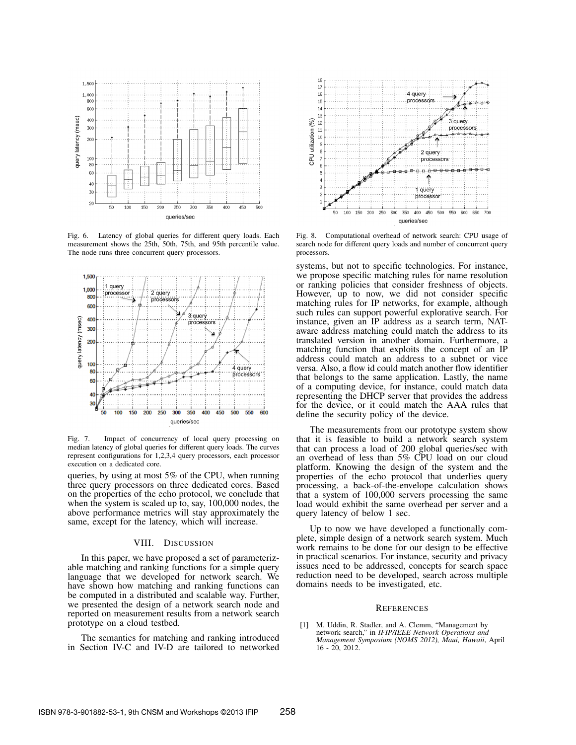Fig. 6. Latency of global queries for different query loads. Each measurement shows the 25th, 50th, 75th, and 95th percentile value. The node runs three concurrent query processors.

Fig. 7. Impact of concurrency of local query processing on median latency of global queries for different query loads. The curves represent configurations for 1,2,3,4 query processors, each processor execution on a dedicated core.

queries, by using at most 5% of the CPU, when running three query processors on three dedicated cores. Based on the properties of the echo protocol, we conclude that when the system is scaled up to, say, 100,000 nodes, the above performance metrics will stay approximately the same, except for the latency, which will increase.

## VIII. Discussion

In this paper, we have proposed a set of parameterizable matching and ranking functions for a simple query language that we developed for network search. We have shown how matching and ranking functions can be computed in a distributed and scalable way. Further, we presented the design of a network search node and reported on measurement results from a network search prototype on a cloud testbed.

The semantics for matching and ranking introduced in Section IV-C and IV-D are tailored to networked systems, but not to specific technologies. For instance, we propose specific matching rules for name resolution or ranking policies that consider freshness of objects. However, up to now, we did not consider specific matching rules for IP networks, for example, although such rules can support powerful explorative search. For instance, given an IP address as a search term, NAT-aware address matching could match the address to its translated version in another domain. Furthermore, a matching function that exploits the concept of an IP address could match an address to a subnet or vice versa. Also, a flow id could match another flow identifier that belongs to the same application. Lastly, the name of a computing device, for instance, could match data representing the DHCP server that provides the address for the device, or it could match the AAA rules that define the security policy of the device.

Fig. 8. Computational overhead of network search: CPU usage of search node for different query loads and number of concurrent query processors.

The measurements from our prototype system show that it is feasible to build a network search system that can process a load of 200 global queries/sec with an overhead of less than 5% CPU load on our cloud platform. Knowing the design of the system and the properties of the echo protocol that underlies query processing, a back-of-the-envelope calculation shows that a system of 100,000 servers processing the same load would exhibit the same overhead per server and a query latency of below 1 sec.

Up to now we have developed a functionally complete, simple design of a network search system. Much work remains to be done for our design to be effective in practical scenarios. For instance, security and privacy issues need to be addressed, concepts for search space reduction need to be developed, search across multiple domains needs to be investigated, etc.

## References

[1] M. Uddin, R. Stadler, and A. Clemm, "Management by network search," in *IFIP/IEEE Network Operations and Management Symposium (NOMS 2012), Maui, Hawaii*, April 16 - 20, 2012.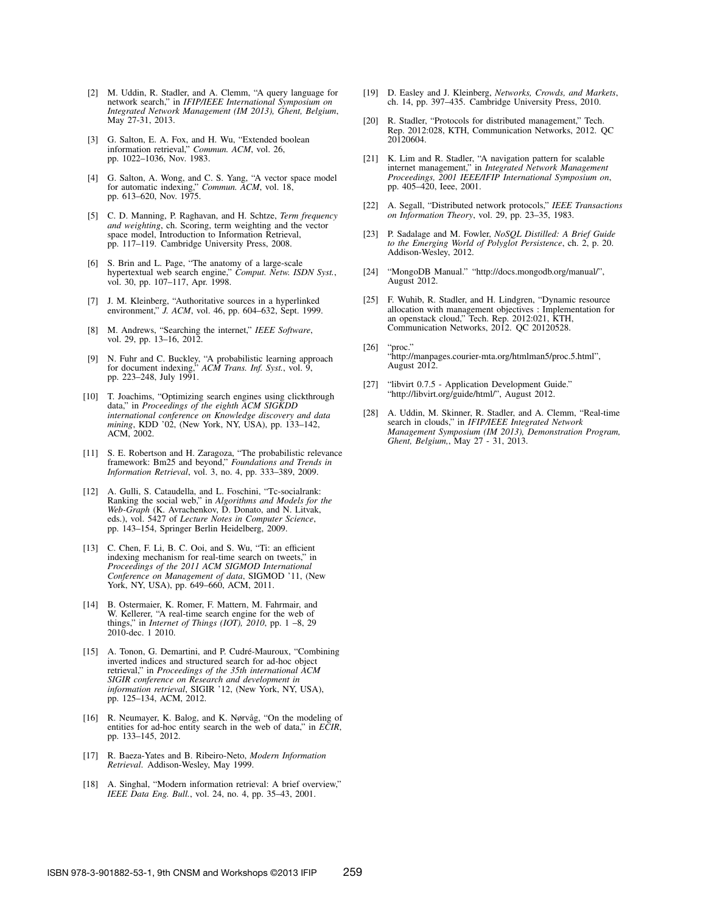[2] M. Uddin, R. Stadler, and A. Clemm, "A query language for network search," in *IFIP/IEEE International Symposium on Integrated Network Management (IM 2013), Ghent, Belgium*, May 27-31, 2013.

[3] G. Salton, E. A. Fox, and H. Wu, "Extended boolean information retrieval," *Commun. ACM*, vol. 26, pp. 1022–1036, Nov. 1983.

[4] G. Salton, A. Wong, and C. S. Yang, "A vector space model for automatic indexing," *Commun. ACM*, vol. 18, pp. 613–620, Nov. 1975.

[5] C. D. Manning, P. Raghavan, and H. Schtze, *Term frequency and weighting*, ch. Scoring, term weighting and the vector space model, Introduction to Information Retrieval, pp. 117–119. Cambridge University Press, 2008.

[6] S. Brin and L. Page, "The anatomy of a large-scale hypertextual web search engine," *Comput. Netw. ISDN Syst.*, vol. 30, pp. 107–117, Apr. 1998.

[7] J. M. Kleinberg, "Authoritative sources in a hyperlinked environment," *J. ACM*, vol. 46, pp. 604–632, Sept. 1999.

[8] M. Andrews, "Searching the internet," *IEEE Software*, vol. 29, pp. 13–16, 2012.

[9] N. Fuhr and C. Buckley, "A probabilistic learning approach for document indexing," *ACM Trans. Inf. Syst.*, vol. 9, pp. 223–248, July 1991.

[10] T. Joachims, "Optimizing search engines using clickthrough data," in *Proceedings of the eighth ACM SIGKDD international conference on Knowledge discovery and data mining*, KDD '02, (New York, NY, USA), pp. 133–142, ACM, 2002.

[11] S. E. Robertson and H. Zaragoza, "The probabilistic relevance framework: Bm25 and beyond," *Foundations and Trends in Information Retrieval*, vol. 3, no. 4, pp. 333–389, 2009.

[12] A. Gulli, S. Cataudella, and L. Foschini, "Tc-socialrank: Ranking the social web," in *Algorithms and Models for the Web-Graph* (K. Avrachenkov, D. Donato, and N. Litvak, eds.), vol. 5427 of *Lecture Notes in Computer Science*, pp. 143–154, Springer Berlin Heidelberg, 2009.

[13] C. Chen, F. Li, B. C. Ooi, and S. Wu, "Ti: an efficient indexing mechanism for real-time search on tweets," in *Proceedings of the 2011 ACM SIGMOD International Conference on Management of data*, SIGMOD '11, (New York, NY, USA), pp. 649–660, ACM, 2011.

[14] B. Ostermaier, K. Romer, F. Mattern, M. Fahrmair, and W. Kellerer, "A real-time search engine for the web of things," in *Internet of Things (IOT), 2010*, pp. 1 –8, 29 2010-dec. 1 2010.

[15] A. Tonon, G. Demartini, and P. Cudré-Mauroux, "Combining inverted indices and structured search for ad-hoc object retrieval," in *Proceedings of the 35th international ACM SIGIR conference on Research and development in information retrieval*, SIGIR '12, (New York, NY, USA), pp. 125–134, ACM, 2012.

[16] R. Neumayer, K. Balog, and K. Nørvåg, "On the modeling of entities for ad-hoc entity search in the web of data," in *ECIR*, pp. 133–145, 2012.

[17] R. Baeza-Yates and B. Ribeiro-Neto, *Modern Information Retrieval*. Addison-Wesley, May 1999.

[18] A. Singhal, "Modern information retrieval: A brief overview," *IEEE Data Eng. Bull.*, vol. 24, no. 4, pp. 35–43, 2001.

[19] D. Easley and J. Kleinberg, *Networks, Crowds, and Markets*, ch. 14, pp. 397–435. Cambridge University Press, 2010.

[20] R. Stadler, "Protocols for distributed management," Tech. Rep. 2012:028, KTH, Communication Networks, 2012. QC 20120604.

[21] K. Lim and R. Stadler, "A navigation pattern for scalable internet management," in *Integrated Network Management Proceedings, 2001 IEEE/IFIP International Symposium on*, pp. 405–420, Ieee, 2001.

[22] A. Segall, "Distributed network protocols," *IEEE Transactions on Information Theory*, vol. 29, pp. 23–35, 1983.

[23] P. Sadalage and M. Fowler, *NoSQL Distilled: A Brief Guide to the Emerging World of Polyglot Persistence*, ch. 2, p. 20. Addison-Wesley, 2012.

[24] "MongoDB Manual." "http://docs.mongodb.org/manual/", August 2012.

[25] F. Wuhib, R. Stadler, and H. Lindgren, "Dynamic resource allocation with management objectives : Implementation for an openstack cloud," Tech. Rep. 2012:021, KTH, Communication Networks, 2012. QC 20120528.

[26] "proc." "http://manpages.courier-mta.org/htmlman5/proc.5.html", August 2012.

[27] "libvirt 0.7.5 - Application Development Guide." "http://libvirt.org/guide/html/", August 2012.

[28] A. Uddin, M. Skinner, R. Stadler, and A. Clemm, "Real-time search in clouds," in *IFIP/IEEE Integrated Network Management Symposium (IM 2013), Demonstration Program, Ghent, Belgium,*, May 27 - 31, 2013.